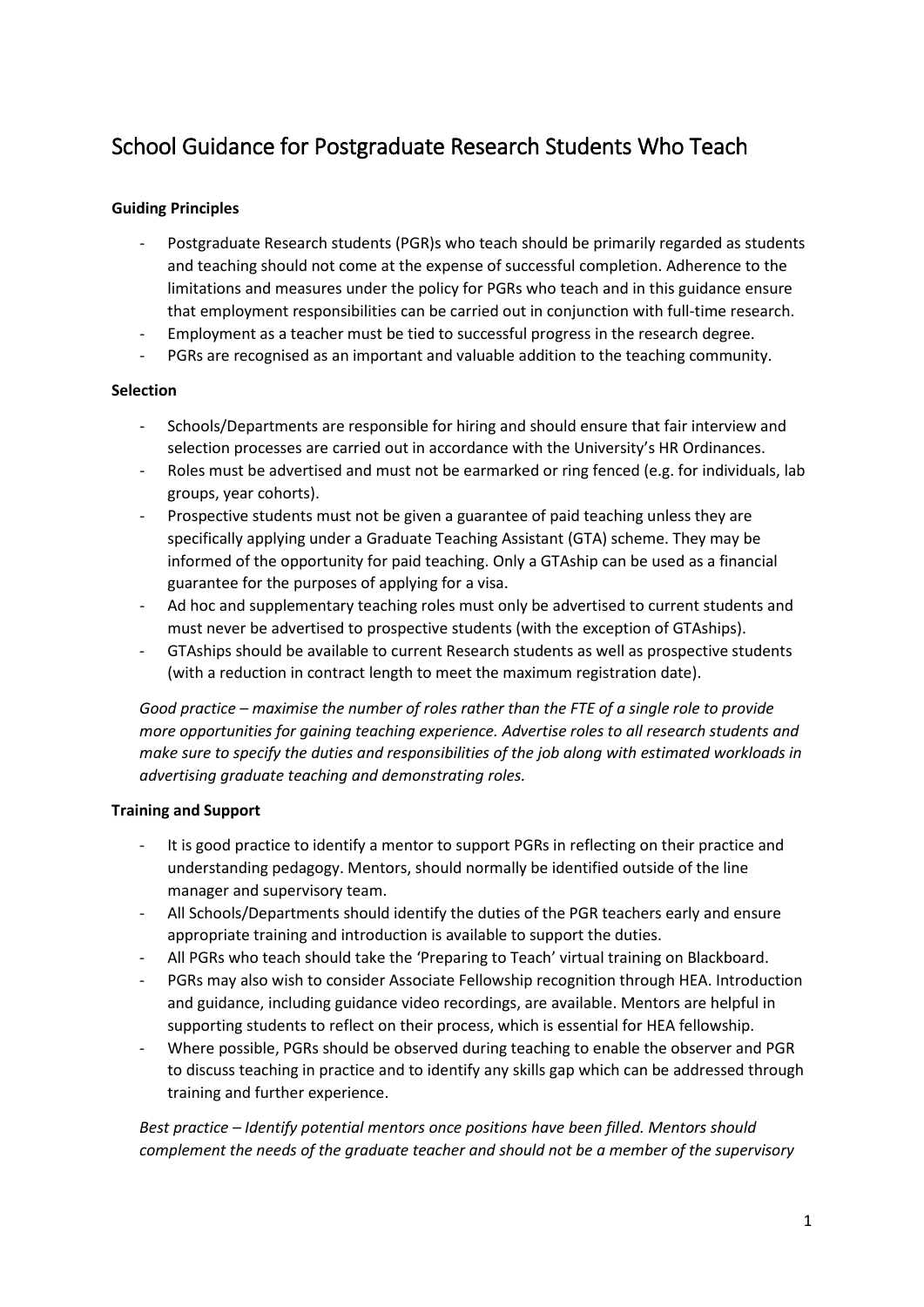# School Guidance for Postgraduate Research Students Who Teach

**Guiding Principles**

- Postgraduate Research students (PGR)s who teach should be primarily regarded as students and teaching should not come at the expense of successful completion. Adherence to the limitations and measures under the policy for PGRs who teach and in this guidance ensure that employment responsibilities can be carried out in conjunction with full-time research.
- Employment as a teacher must be tied to successful progress in the research degree.
- PGRs are recognised as an important and valuable addition to the teaching community.

**Selection**

- Schools/Departments are responsible for hiring and should ensure that fair interview and selection processes are carried out in accordance with the University's HR Ordinances.
- Roles must be advertised and must not be earmarked or ring fenced (e.g. for individuals, lab groups, year cohorts).
- Prospective students must not be given a guarantee of paid teaching unless they are specifically applying under a Graduate Teaching Assistant (GTA) scheme. They may be informed of the opportunity for paid teaching. Only a GTAship can be used as a financial guarantee for the purposes of applying for a visa.
- Ad hoc and supplementary teaching roles must only be advertised to current students and must never be advertised to prospective students (with the exception of GTAships).
- GTAships should be available to current Research students as well as prospective students (with a reduction in contract length to meet the maximum registration date).

*Good practice – maximise the number of roles rather than the FTE of a single role to provide more opportunities for gaining teaching experience. Advertise roles to all research students and make sure to specify the duties and responsibilities of the job along with estimated workloads in advertising graduate teaching and demonstrating roles.*

**Training and Support**

- It is good practice to identify a mentor to support PGRs in reflecting on their practice and understanding pedagogy. Mentors, should normally be identified outside of the line manager and supervisory team.
- All Schools/Departments should identify the duties of the PGR teachers early and ensure appropriate training and introduction is available to support the duties.
- All PGRs who teach should take the 'Preparing to Teach' virtual training on Blackboard.
- PGRs may also wish to consider Associate Fellowship recognition through HEA. Introduction and guidance, including guidance video recordings, are available. Mentors are helpful in supporting students to reflect on their process, which is essential for HEA fellowship.
- Where possible, PGRs should be observed during teaching to enable the observer and PGR to discuss teaching in practice and to identify any skills gap which can be addressed through training and further experience.

*Best practice – Identify potential mentors once positions have been filled. Mentors should complement the needs of the graduate teacher and should not be a member of the supervisory*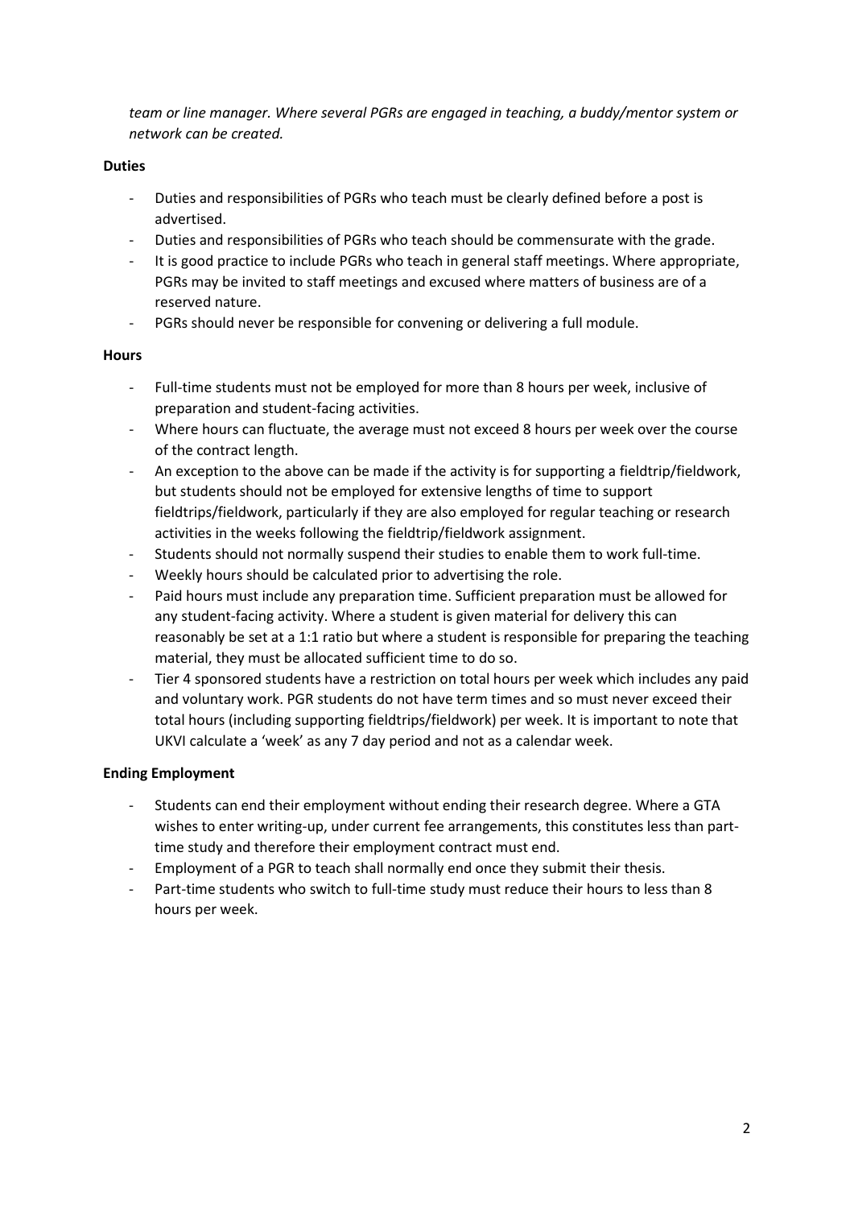*team or line manager. Where several PGRs are engaged in teaching, a buddy/mentor system or network can be created.*

**Duties**

- Duties and responsibilities of PGRs who teach must be clearly defined before a post is advertised.
- Duties and responsibilities of PGRs who teach should be commensurate with the grade.
- It is good practice to include PGRs who teach in general staff meetings. Where appropriate, PGRs may be invited to staff meetings and excused where matters of business are of a reserved nature.
- PGRs should never be responsible for convening or delivering a full module.

**Hours**

- Full-time students must not be employed for more than 8 hours per week, inclusive of preparation and student-facing activities.
- Where hours can fluctuate, the average must not exceed 8 hours per week over the course of the contract length.
- An exception to the above can be made if the activity is for supporting a fieldtrip/fieldwork, but students should not be employed for extensive lengths of time to support fieldtrips/fieldwork, particularly if they are also employed for regular teaching or research activities in the weeks following the fieldtrip/fieldwork assignment.
- Students should not normally suspend their studies to enable them to work full-time.
- Weekly hours should be calculated prior to advertising the role.
- Paid hours must include any preparation time. Sufficient preparation must be allowed for any student-facing activity. Where a student is given material for delivery this can reasonably be set at a 1:1 ratio but where a student is responsible for preparing the teaching material, they must be allocated sufficient time to do so.
- Tier 4 sponsored students have a restriction on total hours per week which includes any paid and voluntary work. PGR students do not have term times and so must never exceed their total hours (including supporting fieldtrips/fieldwork) per week. It is important to note that UKVI calculate a 'week' as any 7 day period and not as a calendar week.

**Ending Employment**

- Students can end their employment without ending their research degree. Where a GTA wishes to enter writing-up, under current fee arrangements, this constitutes less than part-time study and therefore their employment contract must end.
- Employment of a PGR to teach shall normally end once they submit their thesis.
- Part-time students who switch to full-time study must reduce their hours to less than 8 hours per week.